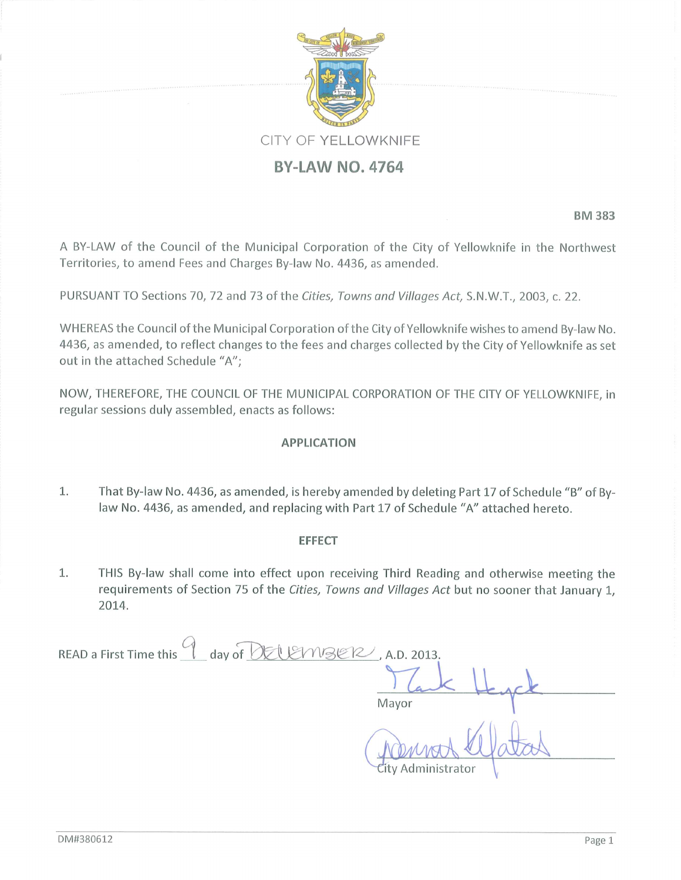CITY OF YELLOWKNIFE

# BY-LAW NO. 4764

**BM 383**

A BY-LAW of the Council of the Municipal Corporation of the City of Yellowknife in the Northwest Territories, to amend Fees and Charges By-law No. 4436, as amended.

PURSUANT TO Sections 70, 72 and 73 of the *Cities, Towns and Villages Act,* S.N.W.T., 2003, c. 22.

WHEREAS the Council of the Municipal Corporation of the City of Yellowknife wishes to amend By-law No. 4436, as amended, to reflect changes to the fees and charges collected by the City of Yellowknife as set out in the attached Schedule "A";

NOW, THEREFORE, THE COUNCIL OF THE MUNICIPAL CORPORATION OF THE CITY OF YELLOWKNIFE, in regular sessions duly assembled, enacts as follows:

## APPLICATION

1. That By-law No. 4436, as amended, is hereby amended by deleting Part 17 of Schedule "B" of By-law No. 4436, as amended, and replacing with Part 17 of Schedule "A" attached hereto.

## EFFECT

1. THIS By-law shall come into effect upon receiving Third Reading and otherwise meeting the requirements of Section 75 of the *Cities, Towns and Villages Act* but no sooner that January 1, 2014.

READ a First Time this 9 day of DECEMBER, A.D. 2013.

Mark Heyck
Mayor

City Administrator

DM#380612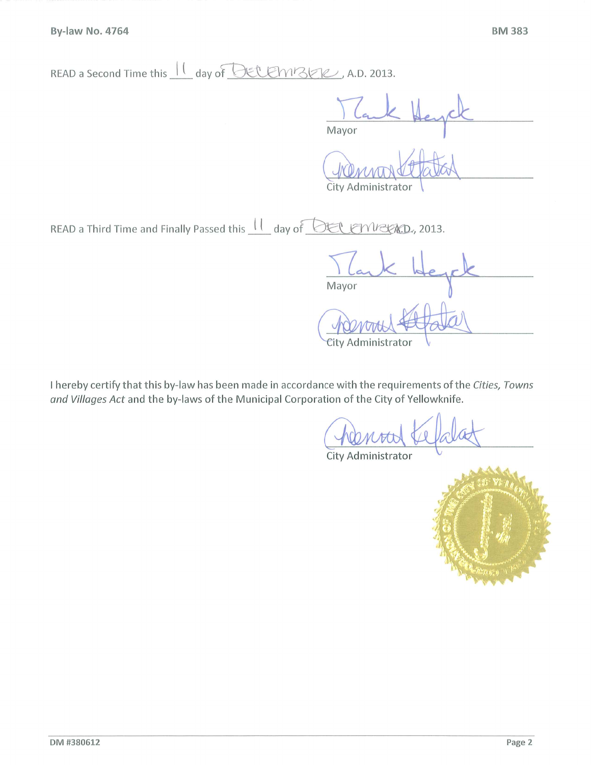By-law No. 4764 BM 383

READ a Second Time this 11 day of December, A.D. 2013.

Mark Heyck
Mayor

Dennis Kefalas
City Administrator

READ a Third Time and Finally Passed this 11 day of December, A.D., 2013.

Mark Heyck
Mayor

Dennis Kefalas
City Administrator

I hereby certify that this by-law has been made in accordance with the requirements of the *Cities, Towns and Villages Act* and the by-laws of the Municipal Corporation of the City of Yellowknife.

Dennis Kefalas
City Administrator

DM #380612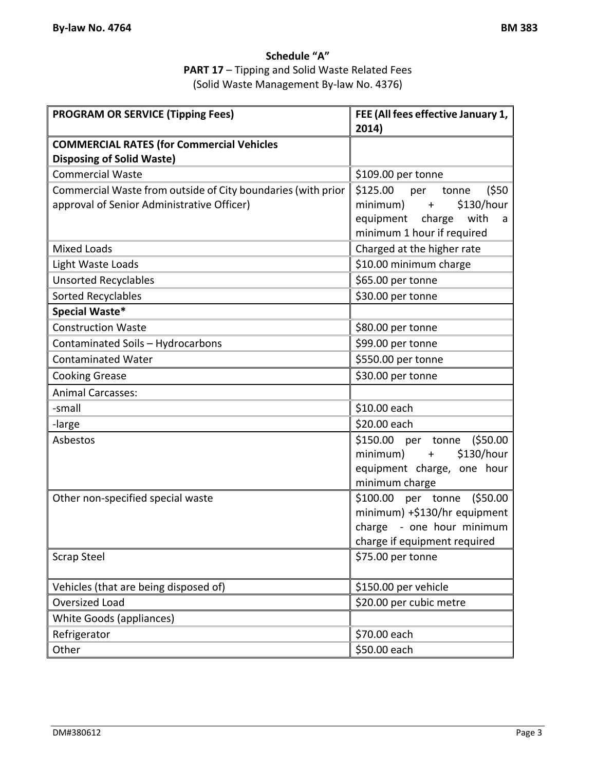## Schedule "A"

**PART 17** – Tipping and Solid Waste Related Fees
(Solid Waste Management By-law No. 4376)

| **PROGRAM OR SERVICE (Tipping Fees)** | **FEE (All fees effective January 1, 2014)** |
|---|---|
| **COMMERCIAL RATES (for Commercial Vehicles Disposing of Solid Waste)** | |
| Commercial Waste | $109.00 per tonne |
| Commercial Waste from outside of City boundaries (with prior approval of Senior Administrative Officer) | $125.00 per tonne ($50 minimum) + $130/hour equipment charge with a minimum 1 hour if required |
| Mixed Loads | Charged at the higher rate |
| Light Waste Loads | $10.00 minimum charge |
| Unsorted Recyclables | $65.00 per tonne |
| Sorted Recyclables | $30.00 per tonne |
| **Special Waste*** | |
| Construction Waste | $80.00 per tonne |
| Contaminated Soils – Hydrocarbons | $99.00 per tonne |
| Contaminated Water | $550.00 per tonne |
| Cooking Grease | $30.00 per tonne |
| Animal Carcasses: | |
| -small | $10.00 each |
| -large | $20.00 each |
| Asbestos | $150.00 per tonne ($50.00 minimum) + $130/hour equipment charge, one hour minimum charge |
| Other non-specified special waste | $100.00 per tonne ($50.00 minimum) +$130/hr equipment charge - one hour minimum charge if equipment required |
| Scrap Steel | $75.00 per tonne |
| Vehicles (that are being disposed of) | $150.00 per vehicle |
| Oversized Load | $20.00 per cubic metre |
| White Goods (appliances) | |
| Refrigerator | $70.00 each |
| Other | $50.00 each |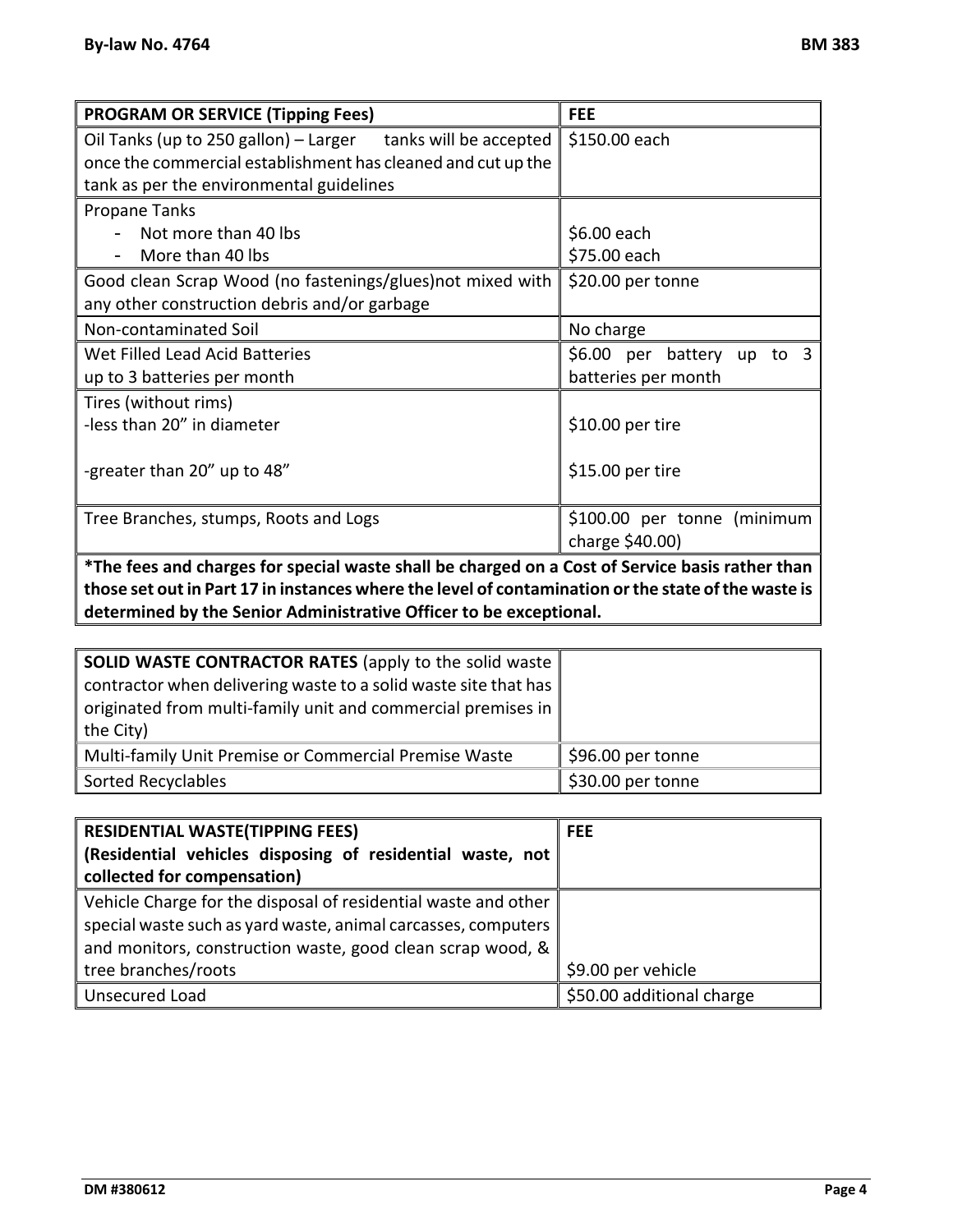| PROGRAM OR SERVICE (Tipping Fees) | FEE |
|---|---|
| Oil Tanks (up to 250 gallon) – Larger tanks will be accepted once the commercial establishment has cleaned and cut up the tank as per the environmental guidelines | $150.00 each |
| Propane Tanks<br>- Not more than 40 lbs<br>- More than 40 lbs | <br>$6.00 each<br>$75.00 each |
| Good clean Scrap Wood (no fastenings/glues)not mixed with any other construction debris and/or garbage | $20.00 per tonne |
| Non-contaminated Soil | No charge |
| Wet Filled Lead Acid Batteries up to 3 batteries per month | $6.00 per battery up to 3 batteries per month |
| Tires (without rims)<br>-less than 20” in diameter<br>-greater than 20” up to 48” | <br>$10.00 per tire<br>$15.00 per tire |
| Tree Branches, stumps, Roots and Logs | $100.00 per tonne (minimum charge $40.00) |
| **\*The fees and charges for special waste shall be charged on a Cost of Service basis rather than those set out in Part 17 in instances where the level of contamination or the state of the waste is determined by the Senior Administrative Officer to be exceptional.** | |

| **SOLID WASTE CONTRACTOR RATES** (apply to the solid waste contractor when delivering waste to a solid waste site that has originated from multi-family unit and commercial premises in the City) | |
|---|---|
| Multi-family Unit Premise or Commercial Premise Waste | $96.00 per tonne |
| Sorted Recyclables | $30.00 per tonne |

| RESIDENTIAL WASTE(TIPPING FEES) (Residential vehicles disposing of residential waste, not collected for compensation) | FEE |
|---|---|
| Vehicle Charge for the disposal of residential waste and other special waste such as yard waste, animal carcasses, computers and monitors, construction waste, good clean scrap wood, & tree branches/roots | $9.00 per vehicle |
| Unsecured Load | $50.00 additional charge |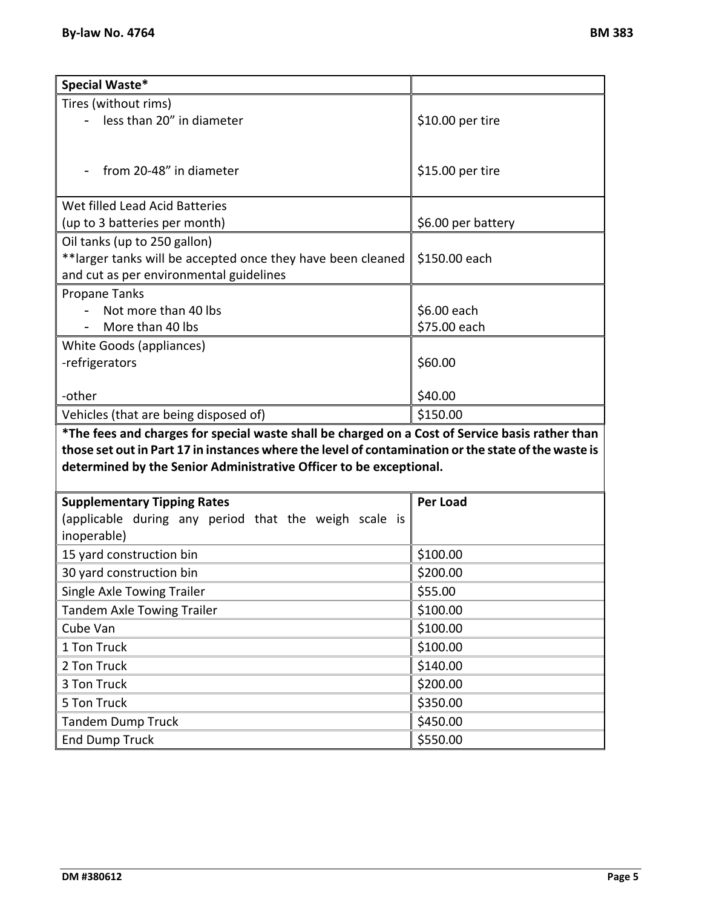| Special Waste* | |
|---|---|
| Tires (without rims)<br>- less than 20" in diameter<br><br>- from 20-48" in diameter | <br>$10.00 per tire<br><br>$15.00 per tire |
| Wet filled Lead Acid Batteries<br>(up to 3 batteries per month) | $6.00 per battery |
| Oil tanks (up to 250 gallon)<br>**larger tanks will be accepted once they have been cleaned and cut as per environmental guidelines | $150.00 each |
| Propane Tanks<br>- Not more than 40 lbs<br>- More than 40 lbs | <br>$6.00 each<br>$75.00 each |
| White Goods (appliances)<br>-refrigerators<br><br>-other | <br>$60.00<br><br>$40.00 |
| Vehicles (that are being disposed of) | $150.00 |

**\*The fees and charges for special waste shall be charged on a Cost of Service basis rather than those set out in Part 17 in instances where the level of contamination or the state of the waste is determined by the Senior Administrative Officer to be exceptional.**

| **Supplementary Tipping Rates**<br>(applicable during any period that the weigh scale is inoperable) | **Per Load** |
|---|---|
| 15 yard construction bin | $100.00 |
| 30 yard construction bin | $200.00 |
| Single Axle Towing Trailer | $55.00 |
| Tandem Axle Towing Trailer | $100.00 |
| Cube Van | $100.00 |
| 1 Ton Truck | $100.00 |
| 2 Ton Truck | $140.00 |
| 3 Ton Truck | $200.00 |
| 5 Ton Truck | $350.00 |
| Tandem Dump Truck | $450.00 |
| End Dump Truck | $550.00 |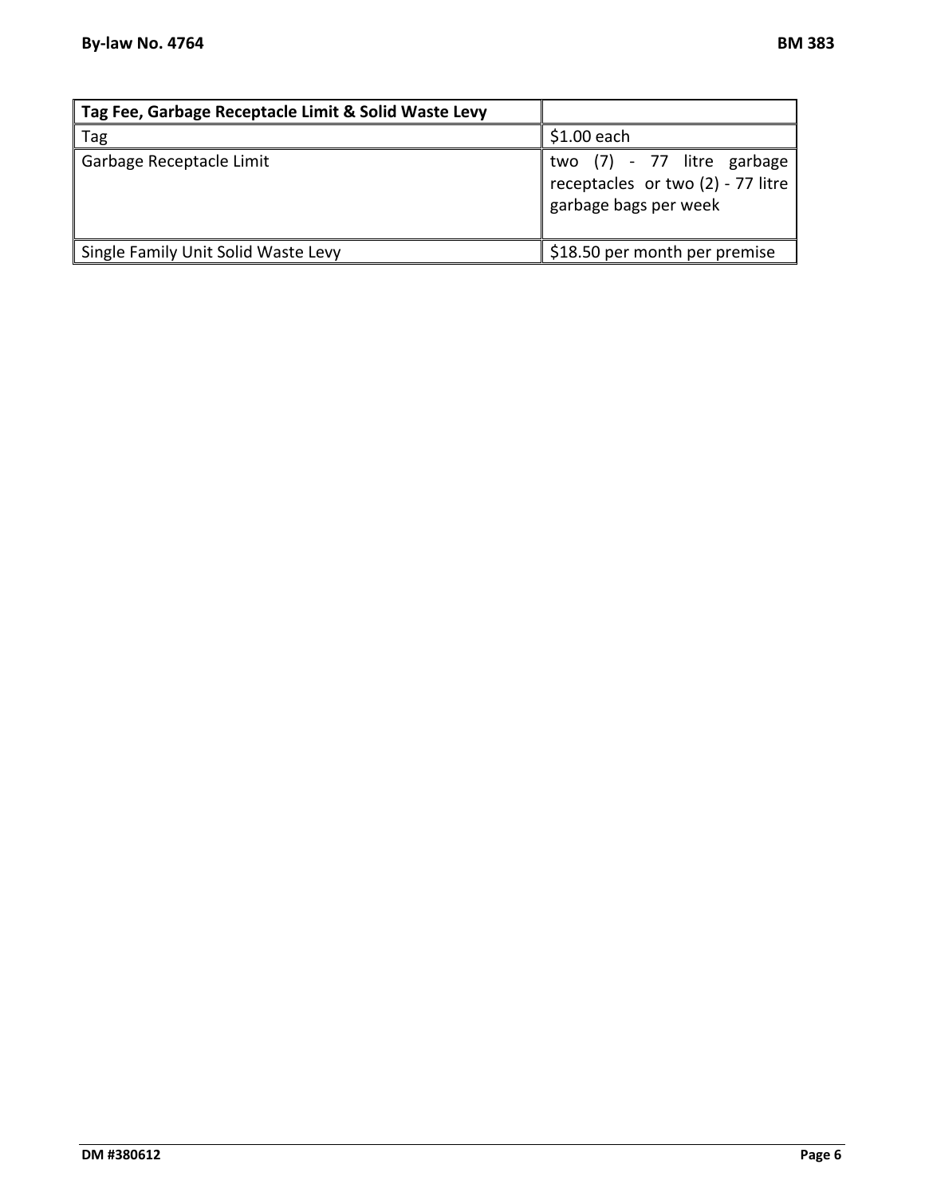| Tag Fee, Garbage Receptacle Limit & Solid Waste Levy | |
|---|---|
| Tag | $1.00 each |
| Garbage Receptacle Limit | two (7) - 77 litre garbage receptacles or two (2) - 77 litre garbage bags per week |
| Single Family Unit Solid Waste Levy | $18.50 per month per premise |